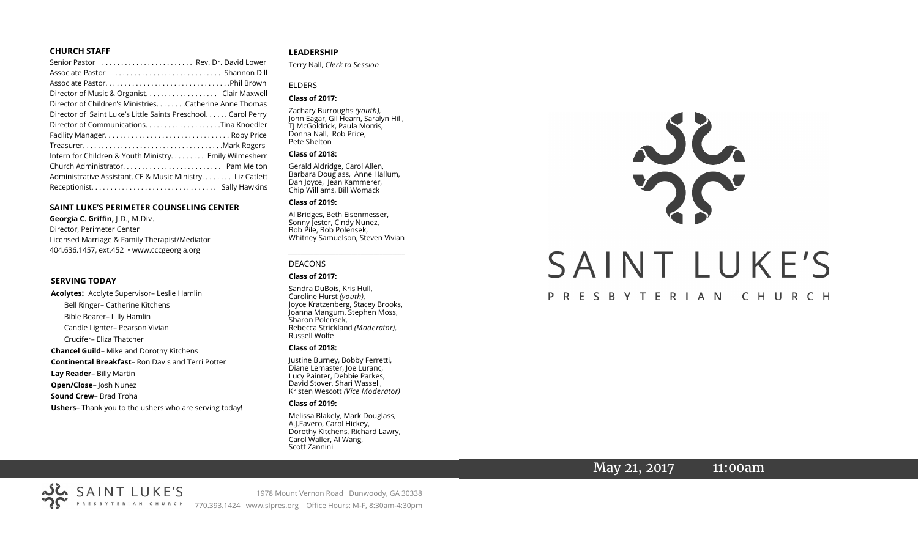## CHURCH STAFF

Senior Pastor . . . . . . . . . . . . . . . . . . . . . . . Rev. Dr. David Lower
Associate Pastor . . . . . . . . . . . . . . . . . . . . . . . . . . . Shannon Dill
Associate Pastor. . . . . . . . . . . . . . . . . . . . . . . . . . . . . . . .Phil Brown
Director of Music & Organist. . . . . . . . . . . . . . . . . . Clair Maxwell
Director of Children's Ministries. . . . . . . .Catherine Anne Thomas
Director of Saint Luke's Little Saints Preschool. . . . . . Carol Perry
Director of Communications. . . . . . . . . . . . . . . . . . . .Tina Knoedler
Facility Manager. . . . . . . . . . . . . . . . . . . . . . . . . . . . . . . . Roby Price
Treasurer. . . . . . . . . . . . . . . . . . . . . . . . . . . . . . . . . . . . .Mark Rogers
Intern for Children & Youth Ministry. . . . . . . . . Emily Wilmesherr
Church Administrator. . . . . . . . . . . . . . . . . . . . . . . . . Pam Melton
Administrative Assistant, CE & Music Ministry. . . . . . . . Liz Catlett
Receptionist. . . . . . . . . . . . . . . . . . . . . . . . . . . . . . . . Sally Hawkins

## SAINT LUKE'S PERIMETER COUNSELING CENTER

**Georgia C. Griffin,** J.D., M.Div.
Director, Perimeter Center
Licensed Marriage & Family Therapist/Mediator
404.636.1457, ext.452 • www.cccgeorgia.org

## SERVING TODAY

**Acolytes:** Acolyte Supervisor– Leslie Hamlin
Bell Ringer– Catherine Kitchens
Bible Bearer– Lilly Hamlin
Candle Lighter– Pearson Vivian
Crucifer– Eliza Thatcher

**Chancel Guild**– Mike and Dorothy Kitchens

**Continental Breakfast**– Ron Davis and Terri Potter

**Lay Reader**– Billy Martin

**Open/Close**– Josh Nunez

**Sound Crew**– Brad Troha

**Ushers**– Thank you to the ushers who are serving today!

## LEADERSHIP

Terry Nall, *Clerk to Session*

### ELDERS

**Class of 2017:**

Zachary Burroughs *(youth),* John Eagar, Gil Hearn, Saralyn Hill, TJ McGoldrick, Paula Morris, Donna Nall, Rob Price, Pete Shelton

**Class of 2018:**

Gerald Aldridge, Carol Allen, Barbara Douglass, Anne Hallum, Dan Joyce, Jean Kammerer, Chip Williams, Bill Womack

**Class of 2019:**

Al Bridges, Beth Eisenmesser, Sonny Jester, Cindy Nunez, Bob Pile, Bob Polensek, Whitney Samuelson, Steven Vivian

### DEACONS

**Class of 2017:**

Sandra DuBois, Kris Hull, Caroline Hurst *(youth),* Joyce Kratzenberg, Stacey Brooks, Joanna Mangum, Stephen Moss, Sharon Polensek, Rebecca Strickland *(Moderator),* Russell Wolfe

**Class of 2018:**

Justine Burney, Bobby Ferretti, Diane Lemaster, Joe Luranc, Lucy Painter, Debbie Parkes, David Stover, Shari Wassell, Kristen Wescott *(Vice Moderator)*

**Class of 2019:**

Melissa Blakely, Mark Douglass, A.J.Favero, Carol Hickey, Dorothy Kitchens, Richard Lawry, Carol Waller, Al Wang, Scott Zannini

# SAINT LUKE'S

PRESBYTERIAN CHURCH

May 21, 2017 11:00am

SAINT LUKE'S PRESBYTERIAN CHURCH

1978 Mount Vernon Road Dunwoody, GA 30338
770.393.1424 www.slpres.org Office Hours: M-F, 8:30am-4:30pm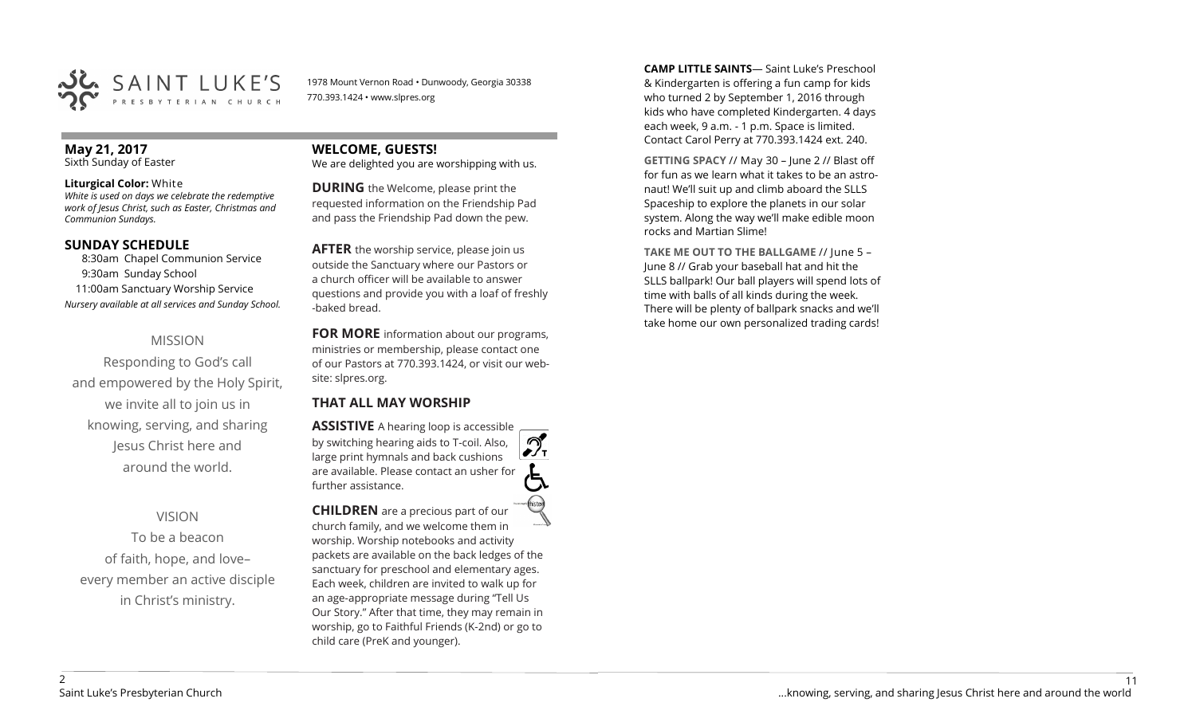SAINT LUKE'S PRESBYTERIAN CHURCH

1978 Mount Vernon Road • Dunwoody, Georgia 30338
770.393.1424 • www.slpres.org

**May 21, 2017**
Sixth Sunday of Easter

**Liturgical Color:** White
*White is used on days we celebrate the redemptive work of Jesus Christ, such as Easter, Christmas and Communion Sundays.*

## SUNDAY SCHEDULE

8:30am Chapel Communion Service
9:30am Sunday School
11:00am Sanctuary Worship Service
*Nursery available at all services and Sunday School.*

MISSION

Responding to God's call
and empowered by the Holy Spirit,
we invite all to join us in
knowing, serving, and sharing
Jesus Christ here and
around the world.

VISION

To be a beacon
of faith, hope, and love–
every member an active disciple
in Christ's ministry.

## WELCOME, GUESTS!

We are delighted you are worshipping with us.

**DURING** the Welcome, please print the requested information on the Friendship Pad and pass the Friendship Pad down the pew.

**AFTER** the worship service, please join us outside the Sanctuary where our Pastors or a church officer will be available to answer questions and provide you with a loaf of freshly -baked bread.

**FOR MORE** information about our programs, ministries or membership, please contact one of our Pastors at 770.393.1424, or visit our website: slpres.org.

## THAT ALL MAY WORSHIP

**ASSISTIVE** A hearing loop is accessible by switching hearing aids to T-coil. Also, large print hymnals and back cushions are available. Please contact an usher for further assistance.

**CHILDREN** are a precious part of our church family, and we welcome them in worship. Worship notebooks and activity packets are available on the back ledges of the sanctuary for preschool and elementary ages. Each week, children are invited to walk up for an age-appropriate message during "Tell Us Our Story." After that time, they may remain in worship, go to Faithful Friends (K-2nd) or go to child care (PreK and younger).

**CAMP LITTLE SAINTS**— Saint Luke's Preschool & Kindergarten is offering a fun camp for kids who turned 2 by September 1, 2016 through kids who have completed Kindergarten. 4 days each week, 9 a.m. - 1 p.m. Space is limited. Contact Carol Perry at 770.393.1424 ext. 240.

**GETTING SPACY** // May 30 – June 2 // Blast off for fun as we learn what it takes to be an astronaut! We'll suit up and climb aboard the SLLS Spaceship to explore the planets in our solar system. Along the way we'll make edible moon rocks and Martian Slime!

**TAKE ME OUT TO THE BALLGAME** // June 5 – June 8 // Grab your baseball hat and hit the SLLS ballpark! Our ball players will spend lots of time with balls of all kinds during the week. There will be plenty of ballpark snacks and we'll take home our own personalized trading cards!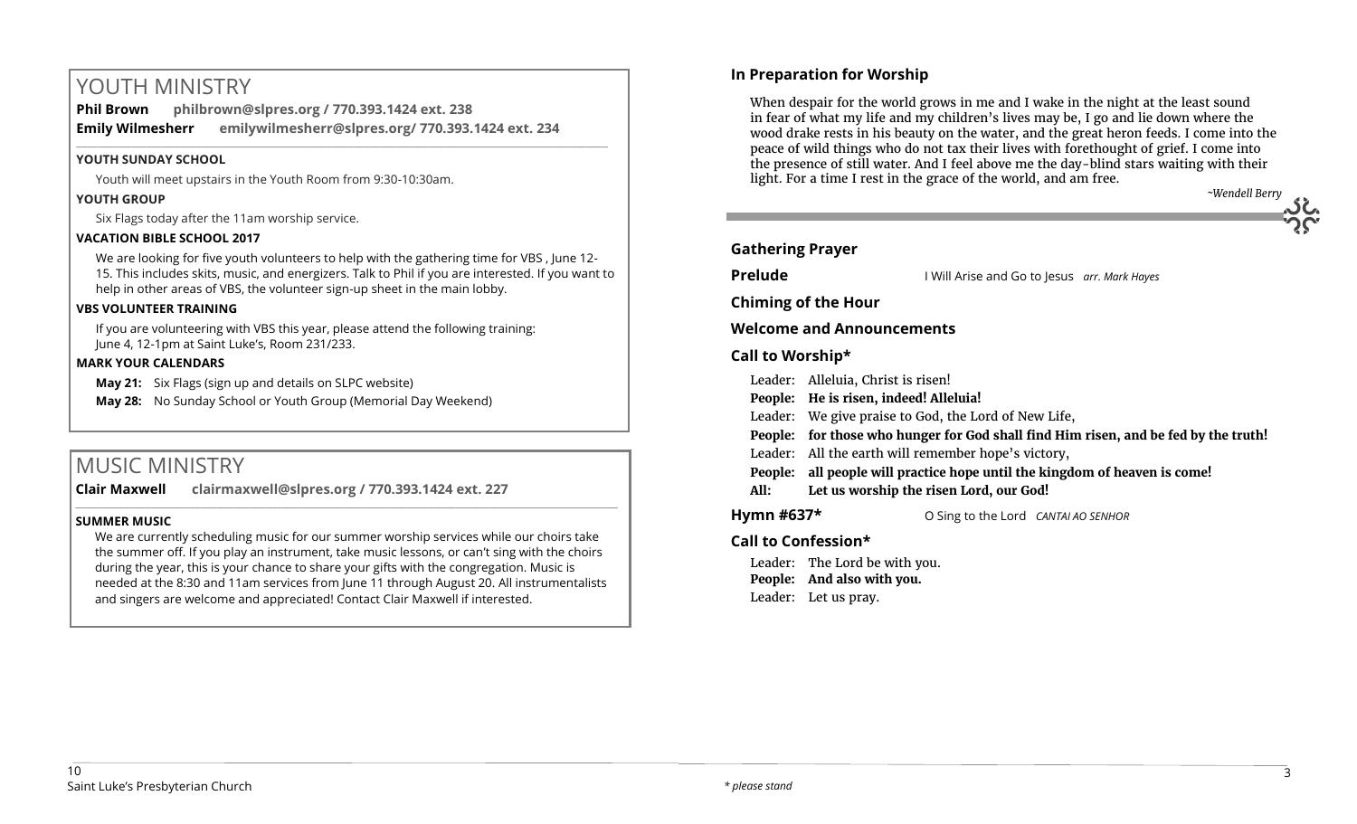# YOUTH MINISTRY

**Phil Brown philbrown@slpres.org / 770.393.1424 ext. 238**

**Emily Wilmesherr emilywilmesherr@slpres.org/ 770.393.1424 ext. 234**

### YOUTH SUNDAY SCHOOL

Youth will meet upstairs in the Youth Room from 9:30-10:30am.

### YOUTH GROUP

Six Flags today after the 11am worship service.

### VACATION BIBLE SCHOOL 2017

We are looking for five youth volunteers to help with the gathering time for VBS , June 12-15. This includes skits, music, and energizers. Talk to Phil if you are interested. If you want to help in other areas of VBS, the volunteer sign-up sheet in the main lobby.

### VBS VOLUNTEER TRAINING

If you are volunteering with VBS this year, please attend the following training: June 4, 12-1pm at Saint Luke's, Room 231/233.

### MARK YOUR CALENDARS

**May 21:** Six Flags (sign up and details on SLPC website)

**May 28:** No Sunday School or Youth Group (Memorial Day Weekend)

# MUSIC MINISTRY

**Clair Maxwell clairmaxwell@slpres.org / 770.393.1424 ext. 227**

### SUMMER MUSIC

We are currently scheduling music for our summer worship services while our choirs take the summer off. If you play an instrument, take music lessons, or can't sing with the choirs during the year, this is your chance to share your gifts with the congregation. Music is needed at the 8:30 and 11am services from June 11 through August 20. All instrumentalists and singers are welcome and appreciated! Contact Clair Maxwell if interested.

## In Preparation for Worship

When despair for the world grows in me and I wake in the night at the least sound in fear of what my life and my children's lives may be, I go and lie down where the wood drake rests in his beauty on the water, and the great heron feeds. I come into the peace of wild things who do not tax their lives with forethought of grief. I come into the presence of still water. And I feel above me the day-blind stars waiting with their light. For a time I rest in the grace of the world, and am free.

*~Wendell Berry*

## Gathering Prayer

**Prelude** I Will Arise and Go to Jesus *arr. Mark Hayes*

**Chiming of the Hour**

**Welcome and Announcements**

**Call to Worship\***

Leader: Alleluia, Christ is risen!
**People: He is risen, indeed! Alleluia!**
Leader: We give praise to God, the Lord of New Life,
**People: for those who hunger for God shall find Him risen, and be fed by the truth!**
Leader: All the earth will remember hope's victory,
**People: all people will practice hope until the kingdom of heaven is come!**
**All: Let us worship the risen Lord, our God!**

**Hymn #637\*** O Sing to the Lord *CANTAI AO SENHOR*

**Call to Confession\***

Leader: The Lord be with you.
**People: And also with you.**
Leader: Let us pray.

*\* please stand*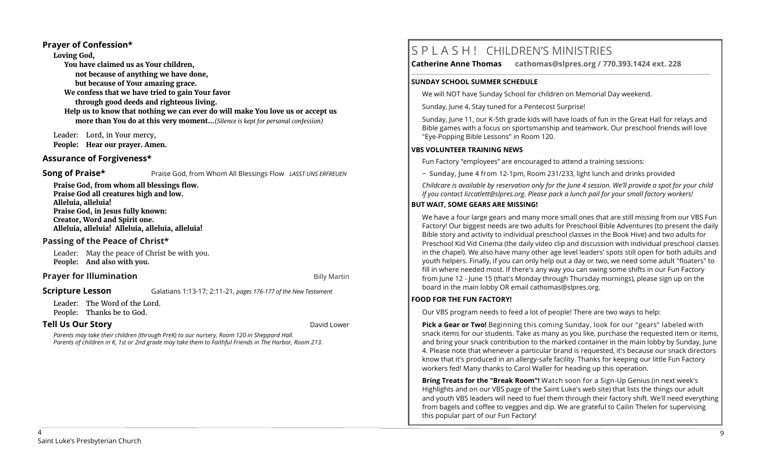## Prayer of Confession*

**Loving God,**
**You have claimed us as Your children,**
**not because of anything we have done,**
**but because of Your amazing grace.**
**We confess that we have tried to gain Your favor**
**through good deeds and righteous living.**
**Help us to know that nothing we can ever do will make You love us or accept us more than You do at this very moment…***(Silence is kept for personal confession)*

Leader: Lord, in Your mercy,
**People: Hear our prayer. Amen.**

## Assurance of Forgiveness*

**Song of Praise*** Praise God, from Whom All Blessings Flow *LASST UNS ERFREUEN*

**Praise God, from whom all blessings flow.**
**Praise God all creatures high and low.**
**Alleluia, alleluia!**
**Praise God, in Jesus fully known:**
**Creator, Word and Spirit one.**
**Alleluia, alleluia! Alleluia, alleluia, alleluia!**

## Passing of the Peace of Christ*

Leader: May the peace of Christ be with you.
**People: And also with you.**

**Prayer for Illumination** Billy Martin

**Scripture Lesson** Galatians 1:13-17; 2:11-21, *pages 176-177 of the New Testament*

Leader: The Word of the Lord.
People: Thanks be to God.

**Tell Us Our Story** David Lower

*Parents may take their children (through PreK) to our nursery, Room 120 in Sheppard Hall.*
*Parents of children in K, 1st or 2nd grade may take them to Faithful Friends in The Harbor, Room 213.*

# S P L A S H ! CHILDREN'S MINISTRIES

**Catherine Anne Thomas cathomas@slpres.org / 770.393.1424 ext. 228**

**SUNDAY SCHOOL SUMMER SCHEDULE**

We will NOT have Sunday School for children on Memorial Day weekend.

Sunday, June 4, Stay tuned for a Pentecost Surprise!

Sunday, June 11, our K-5th grade kids will have loads of fun in the Great Hall for relays and Bible games with a focus on sportsmanship and teamwork. Our preschool friends will love "Eye-Popping Bible Lessons" in Room 120.

**VBS VOLUNTEER TRAINING NEWS**

Fun Factory "employees" are encouraged to attend a training sessions:

~ **Sunday, June 4** from 12-1pm, Room 231/233, light lunch and drinks provided

*Childcare is available by reservation only for the June 4 session. We'll provide a spot for your child If you contact lizcatlett@slpres.org. Please pack a lunch pail for your small factory workers!*

**BUT WAIT, SOME GEARS ARE MISSING!**

We have a four large gears and many more small ones that are still missing from our VBS Fun Factory! Our biggest needs are two adults for Preschool Bible Adventures (to present the daily Bible story and activity to individual preschool classes in the Book Hive) and two adults for Preschool Kid Vid Cinema (the daily video clip and discussion with individual preschool classes in the chapel). We also have many other age level leaders' spots still open for both adults and youth helpers. Finally, if you can only help out a day or two, we need some adult "floaters" to fill in where needed most. If there's any way you can swing some shifts in our Fun Factory from June 12 - June 15 (that's Monday through Thursday mornings), please sign up on the board in the main lobby OR email cathomas@slpres.org.

**FOOD FOR THE FUN FACTORY!**

Our VBS program needs to feed a lot of people! There are two ways to help:

**Pick a Gear or Two!** Beginning this coming Sunday, look for our "gears" labeled with snack items for our students. Take as many as you like, purchase the requested item or items, and bring your snack contribution to the marked container in the main lobby by Sunday, June 4. Please note that whenever a particular brand is requested, it's because our snack directors know that it's produced in an allergy-safe facility. Thanks for keeping our little Fun Factory workers fed! Many thanks to Carol Waller for heading up this operation.

**Bring Treats for the "Break Room"!** Watch soon for a Sign-Up Genius (in next week's Highlights and on our VBS page of the Saint Luke's web site) that lists the things our adult and youth VBS leaders will need to fuel them through their factory shift. We'll need everything from bagels and coffee to veggies and dip. We are grateful to Cailin Thelen for supervising this popular part of our Fun Factory!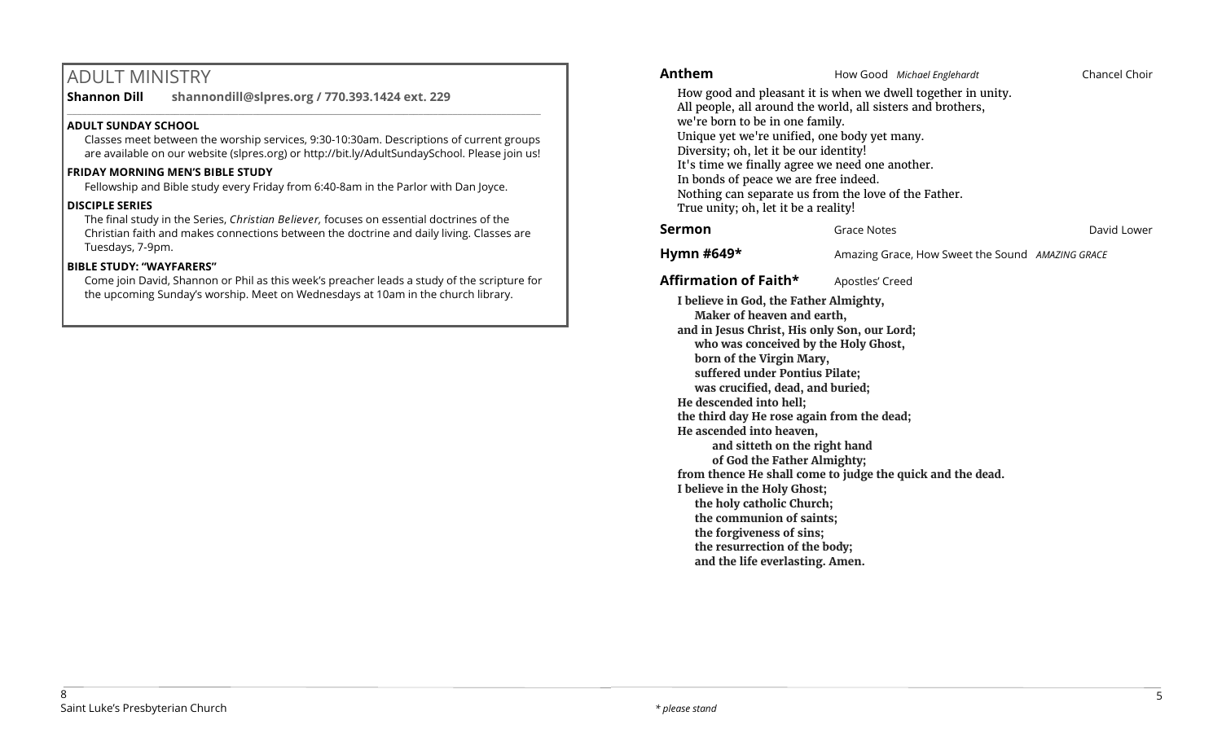## ADULT MINISTRY

**Shannon Dill** **shannondill@slpres.org / 770.393.1424 ext. 229**

**ADULT SUNDAY SCHOOL**

Classes meet between the worship services, 9:30-10:30am. Descriptions of current groups are available on our website (slpres.org) or http://bit.ly/AdultSundaySchool. Please join us!

**FRIDAY MORNING MEN'S BIBLE STUDY**

Fellowship and Bible study every Friday from 6:40-8am in the Parlor with Dan Joyce.

**DISCIPLE SERIES**

The final study in the Series, *Christian Believer,* focuses on essential doctrines of the Christian faith and makes connections between the doctrine and daily living. Classes are Tuesdays, 7-9pm.

**BIBLE STUDY: "WAYFARERS"**

Come join David, Shannon or Phil as this week's preacher leads a study of the scripture for the upcoming Sunday's worship. Meet on Wednesdays at 10am in the church library.

**Anthem** How Good *Michael Englehardt* Chancel Choir

How good and pleasant it is when we dwell together in unity.
All people, all around the world, all sisters and brothers,
we're born to be in one family.
Unique yet we're unified, one body yet many.
Diversity; oh, let it be our identity!
It's time we finally agree we need one another.
In bonds of peace we are free indeed.
Nothing can separate us from the love of the Father.
True unity; oh, let it be a reality!

**Sermon** Grace Notes David Lower

**Hymn #649*** Amazing Grace, How Sweet the Sound *AMAZING GRACE*

**Affirmation of Faith*** Apostles' Creed

**I believe in God, the Father Almighty,**
**Maker of heaven and earth,**
**and in Jesus Christ, His only Son, our Lord;**
**who was conceived by the Holy Ghost,**
**born of the Virgin Mary,**
**suffered under Pontius Pilate;**
**was crucified, dead, and buried;**
**He descended into hell;**
**the third day He rose again from the dead;**
**He ascended into heaven,**
**and sitteth on the right hand**
**of God the Father Almighty;**
**from thence He shall come to judge the quick and the dead.**
**I believe in the Holy Ghost;**
**the holy catholic Church;**
**the communion of saints;**
**the forgiveness of sins;**
**the resurrection of the body;**
**and the life everlasting. Amen.**

*\* please stand*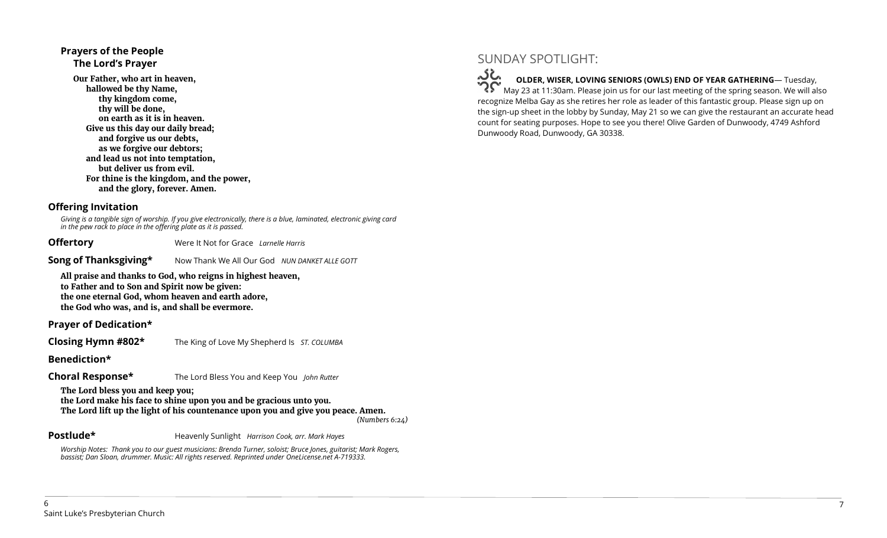## Prayers of the People

### The Lord's Prayer

**Our Father, who art in heaven,**
**hallowed be thy Name,**
**thy kingdom come,**
**thy will be done,**
**on earth as it is in heaven.**
**Give us this day our daily bread;**
**and forgive us our debts,**
**as we forgive our debtors;**
**and lead us not into temptation,**
**but deliver us from evil.**
**For thine is the kingdom, and the power,**
**and the glory, forever. Amen.**

## Offering Invitation

*Giving is a tangible sign of worship. If you give electronically, there is a blue, laminated, electronic giving card in the pew rack to place in the offering plate as it is passed.*

**Offertory** Were It Not for Grace *Larnelle Harris*

**Song of Thanksgiving*** Now Thank We All Our God *NUN DANKET ALLE GOTT*

**All praise and thanks to God, who reigns in highest heaven,**
**to Father and to Son and Spirit now be given:**
**the one eternal God, whom heaven and earth adore,**
**the God who was, and is, and shall be evermore.**

**Prayer of Dedication***

**Closing Hymn #802*** The King of Love My Shepherd Is *ST. COLUMBA*

**Benediction***

**Choral Response*** The Lord Bless You and Keep You *John Rutter*

**The Lord bless you and keep you;**
**the Lord make his face to shine upon you and be gracious unto you.**
**The Lord lift up the light of his countenance upon you and give you peace. Amen.**
*(Numbers 6:24)*

**Postlude*** Heavenly Sunlight *Harrison Cook, arr. Mark Hayes*

*Worship Notes: Thank you to our guest musicians: Brenda Turner, soloist; Bruce Jones, guitarist; Mark Rogers, bassist; Dan Sloan, drummer. Music: All rights reserved. Reprinted under OneLicense.net A-719333.*

## SUNDAY SPOTLIGHT:

**OLDER, WISER, LOVING SENIORS (OWLS) END OF YEAR GATHERING**— Tuesday, May 23 at 11:30am. Please join us for our last meeting of the spring season. We will also recognize Melba Gay as she retires her role as leader of this fantastic group. Please sign up on the sign-up sheet in the lobby by Sunday, May 21 so we can give the restaurant an accurate head count for seating purposes. Hope to see you there! Olive Garden of Dunwoody, 4749 Ashford Dunwoody Road, Dunwoody, GA 30338.